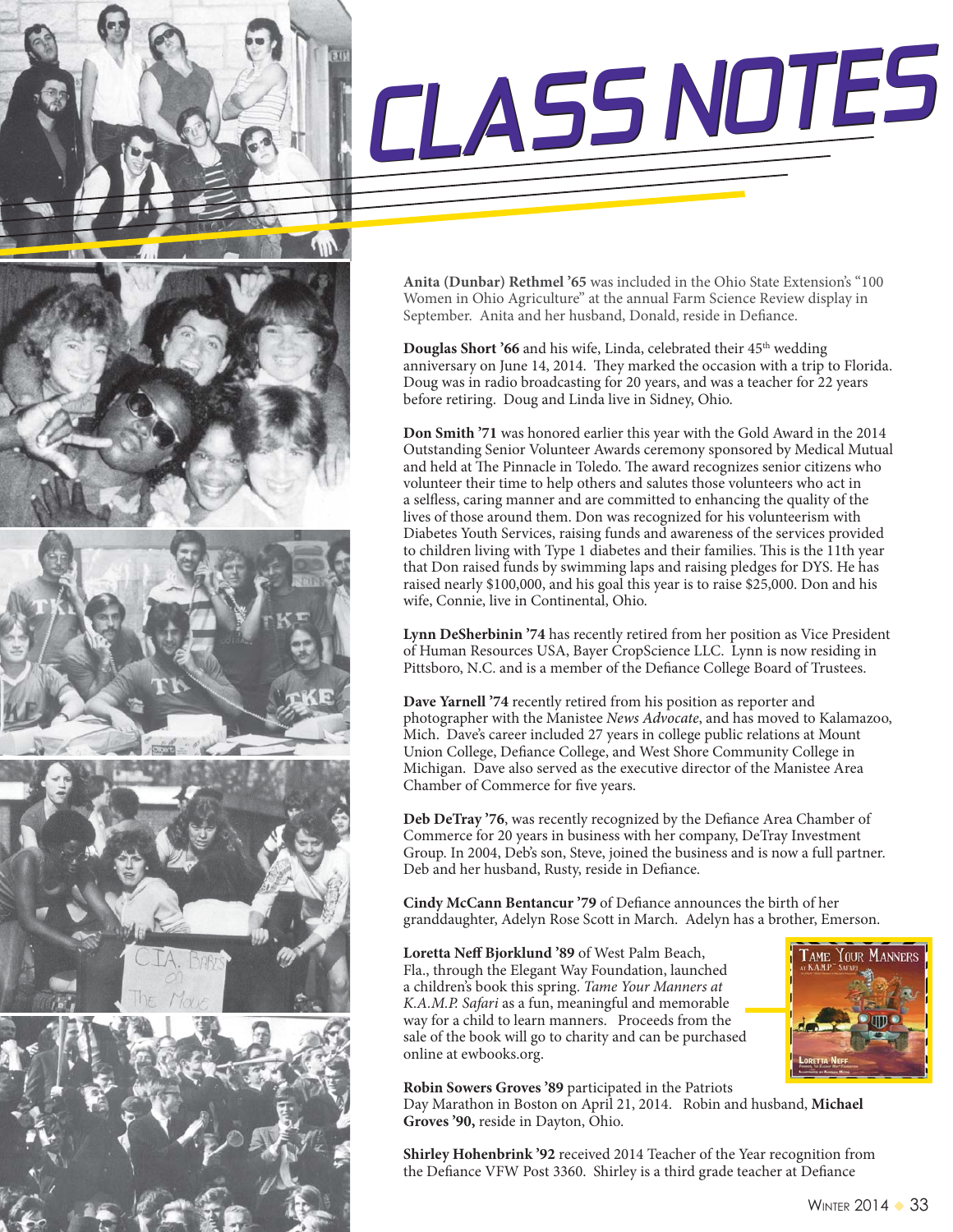# CLASS NOTES

**Anita (Dunbar) Rethmel '65** was included in the Ohio State Extension's "100 Women in Ohio Agriculture" at the annual Farm Science Review display in September. Anita and her husband, Donald, reside in Defiance.

**Douglas Short '66** and his wife, Linda, celebrated their 45th wedding anniversary on June 14, 2014. They marked the occasion with a trip to Florida. Doug was in radio broadcasting for 20 years, and was a teacher for 22 years before retiring. Doug and Linda live in Sidney, Ohio.

**Don Smith '71** was honored earlier this year with the Gold Award in the 2014 Outstanding Senior Volunteer Awards ceremony sponsored by Medical Mutual and held at The Pinnacle in Toledo. The award recognizes senior citizens who volunteer their time to help others and salutes those volunteers who act in a selfless, caring manner and are committed to enhancing the quality of the lives of those around them. Don was recognized for his volunteerism with Diabetes Youth Services, raising funds and awareness of the services provided to children living with Type 1 diabetes and their families. This is the 11th year that Don raised funds by swimming laps and raising pledges for DYS. He has raised nearly $100,000, and his goal this year is to raise $25,000. Don and his wife, Connie, live in Continental, Ohio.

**Lynn DeSherbinin '74** has recently retired from her position as Vice President of Human Resources USA, Bayer CropScience LLC. Lynn is now residing in Pittsboro, N.C. and is a member of the Defiance College Board of Trustees.

**Dave Yarnell '74** recently retired from his position as reporter and photographer with the Manistee *News Advocate*, and has moved to Kalamazoo, Mich. Dave's career included 27 years in college public relations at Mount Union College, Defiance College, and West Shore Community College in Michigan. Dave also served as the executive director of the Manistee Area Chamber of Commerce for five years.

**Deb DeTray '76**, was recently recognized by the Defiance Area Chamber of Commerce for 20 years in business with her company, DeTray Investment Group. In 2004, Deb's son, Steve, joined the business and is now a full partner. Deb and her husband, Rusty, reside in Defiance.

**Cindy McCann Bentancur '79** of Defiance announces the birth of her granddaughter, Adelyn Rose Scott in March. Adelyn has a brother, Emerson.

**Loretta Neff Bjorklund '89** of West Palm Beach, Fla., through the Elegant Way Foundation, launched a children's book this spring. *Tame Your Manners at K.A.M.P. Safari* as a fun, meaningful and memorable way for a child to learn manners. Proceeds from the sale of the book will go to charity and can be purchased online at ewbooks.org.

**Robin Sowers Groves '89** participated in the Patriots Day Marathon in Boston on April 21, 2014. Robin and husband, **Michael Groves '90,** reside in Dayton, Ohio.

**Shirley Hohenbrink '92** received 2014 Teacher of the Year recognition from the Defiance VFW Post 3360. Shirley is a third grade teacher at Defiance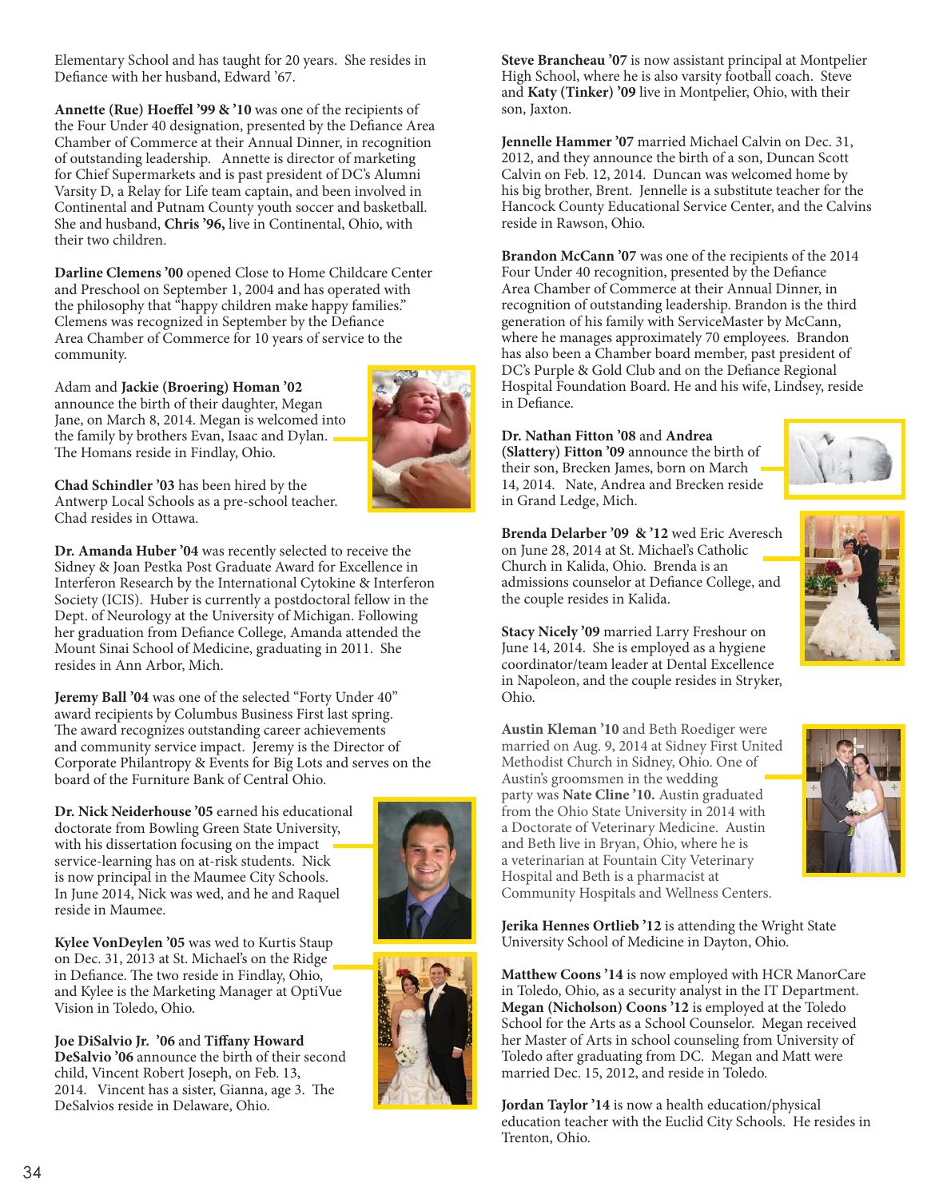Elementary School and has taught for 20 years. She resides in Defiance with her husband, Edward '67.

**Annette (Rue) Hoeffel '99 & '10** was one of the recipients of the Four Under 40 designation, presented by the Defiance Area Chamber of Commerce at their Annual Dinner, in recognition of outstanding leadership. Annette is director of marketing for Chief Supermarkets and is past president of DC's Alumni Varsity D, a Relay for Life team captain, and been involved in Continental and Putnam County youth soccer and basketball. She and husband, **Chris '96,** live in Continental, Ohio, with their two children.

**Darline Clemens '00** opened Close to Home Childcare Center and Preschool on September 1, 2004 and has operated with the philosophy that "happy children make happy families." Clemens was recognized in September by the Defiance Area Chamber of Commerce for 10 years of service to the community.

Adam and **Jackie (Broering) Homan '02** announce the birth of their daughter, Megan Jane, on March 8, 2014. Megan is welcomed into the family by brothers Evan, Isaac and Dylan. The Homans reside in Findlay, Ohio.

**Chad Schindler '03** has been hired by the Antwerp Local Schools as a pre-school teacher. Chad resides in Ottawa.

**Dr. Amanda Huber '04** was recently selected to receive the Sidney & Joan Pestka Post Graduate Award for Excellence in Interferon Research by the International Cytokine & Interferon Society (ICIS). Huber is currently a postdoctoral fellow in the Dept. of Neurology at the University of Michigan. Following her graduation from Defiance College, Amanda attended the Mount Sinai School of Medicine, graduating in 2011. She resides in Ann Arbor, Mich.

**Jeremy Ball '04** was one of the selected "Forty Under 40" award recipients by Columbus Business First last spring. The award recognizes outstanding career achievements and community service impact. Jeremy is the Director of Corporate Philantropy & Events for Big Lots and serves on the board of the Furniture Bank of Central Ohio.

**Dr. Nick Neiderhouse '05** earned his educational doctorate from Bowling Green State University, with his dissertation focusing on the impact service-learning has on at-risk students. Nick is now principal in the Maumee City Schools. In June 2014, Nick was wed, and he and Raquel reside in Maumee.

**Kylee VonDeylen '05** was wed to Kurtis Staup on Dec. 31, 2013 at St. Michael's on the Ridge in Defiance. The two reside in Findlay, Ohio, and Kylee is the Marketing Manager at OptiVue Vision in Toledo, Ohio.

**Joe DiSalvio Jr. '06** and **Tiffany Howard DeSalvio '06** announce the birth of their second child, Vincent Robert Joseph, on Feb. 13, 2014. Vincent has a sister, Gianna, age 3. The DeSalvios reside in Delaware, Ohio.

**Steve Brancheau '07** is now assistant principal at Montpelier High School, where he is also varsity football coach. Steve and **Katy (Tinker) '09** live in Montpelier, Ohio, with their son, Jaxton.

**Jennelle Hammer '07** married Michael Calvin on Dec. 31, 2012, and they announce the birth of a son, Duncan Scott Calvin on Feb. 12, 2014. Duncan was welcomed home by his big brother, Brent. Jennelle is a substitute teacher for the Hancock County Educational Service Center, and the Calvins reside in Rawson, Ohio.

**Brandon McCann '07** was one of the recipients of the 2014 Four Under 40 recognition, presented by the Defiance Area Chamber of Commerce at their Annual Dinner, in recognition of outstanding leadership. Brandon is the third generation of his family with ServiceMaster by McCann, where he manages approximately 70 employees. Brandon has also been a Chamber board member, past president of DC's Purple & Gold Club and on the Defiance Regional Hospital Foundation Board. He and his wife, Lindsey, reside in Defiance.

**Dr. Nathan Fitton '08** and **Andrea (Slattery) Fitton '09** announce the birth of their son, Brecken James, born on March 14, 2014. Nate, Andrea and Brecken reside in Grand Ledge, Mich.

**Brenda Delarber '09 & '12** wed Eric Averesch on June 28, 2014 at St. Michael's Catholic Church in Kalida, Ohio. Brenda is an admissions counselor at Defiance College, and the couple resides in Kalida.

**Stacy Nicely '09** married Larry Freshour on June 14, 2014. She is employed as a hygiene coordinator/team leader at Dental Excellence in Napoleon, and the couple resides in Stryker, Ohio.

**Austin Kleman '10** and Beth Roediger were married on Aug. 9, 2014 at Sidney First United Methodist Church in Sidney, Ohio. One of Austin's groomsmen in the wedding party was **Nate Cline '10.** Austin graduated from the Ohio State University in 2014 with a Doctorate of Veterinary Medicine. Austin and Beth live in Bryan, Ohio, where he is a veterinarian at Fountain City Veterinary Hospital and Beth is a pharmacist at Community Hospitals and Wellness Centers.

**Jerika Hennes Ortlieb '12** is attending the Wright State University School of Medicine in Dayton, Ohio.

**Matthew Coons '14** is now employed with HCR ManorCare in Toledo, Ohio, as a security analyst in the IT Department. **Megan (Nicholson) Coons '12** is employed at the Toledo School for the Arts as a School Counselor. Megan received her Master of Arts in school counseling from University of Toledo after graduating from DC. Megan and Matt were married Dec. 15, 2012, and reside in Toledo.

**Jordan Taylor '14** is now a health education/physical education teacher with the Euclid City Schools. He resides in Trenton, Ohio.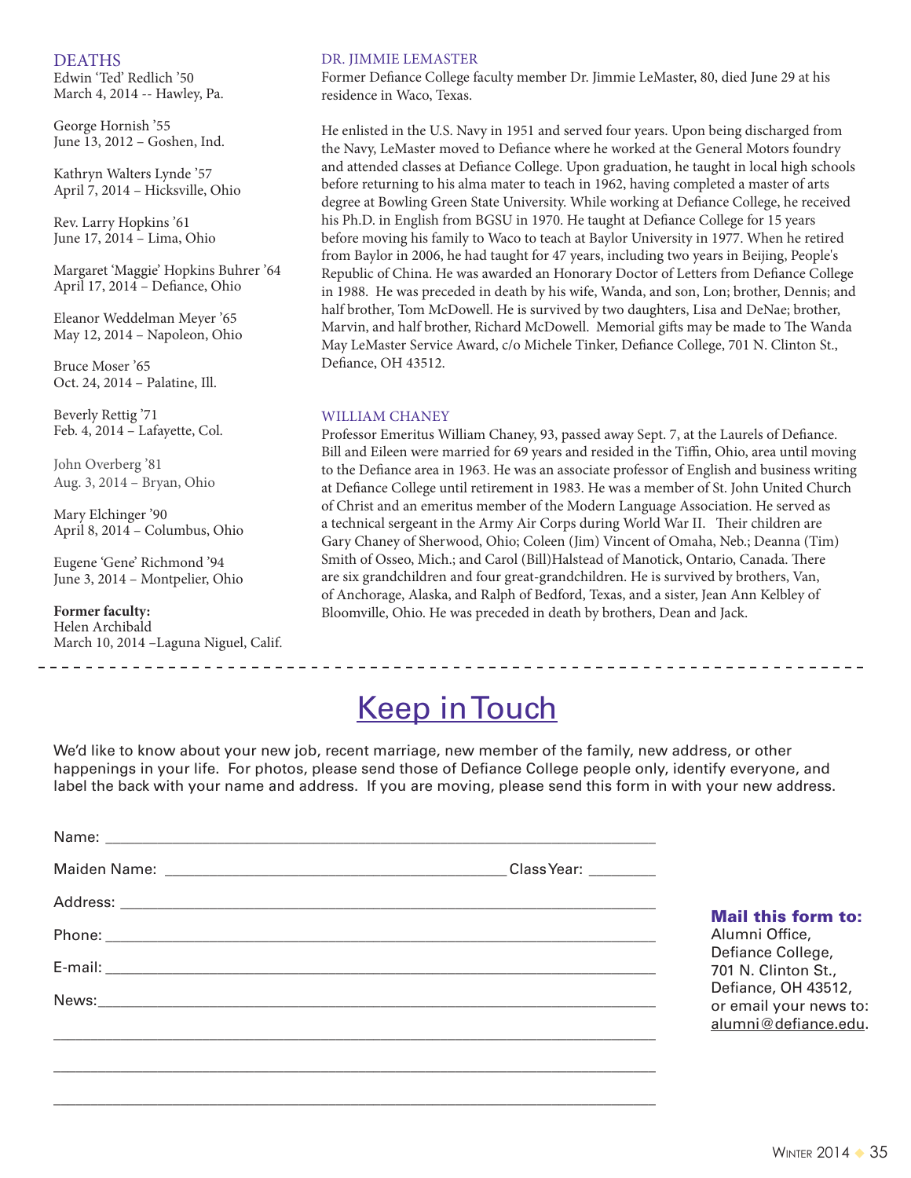## DEATHS

Edwin 'Ted' Redlich '50
March 4, 2014 -- Hawley, Pa.

George Hornish '55
June 13, 2012 – Goshen, Ind.

Kathryn Walters Lynde '57
April 7, 2014 – Hicksville, Ohio

Rev. Larry Hopkins '61
June 17, 2014 – Lima, Ohio

Margaret 'Maggie' Hopkins Buhrer '64
April 17, 2014 – Defiance, Ohio

Eleanor Weddelman Meyer '65
May 12, 2014 – Napoleon, Ohio

Bruce Moser '65
Oct. 24, 2014 – Palatine, Ill.

Beverly Rettig '71
Feb. 4, 2014 – Lafayette, Col.

John Overberg '81
Aug. 3, 2014 – Bryan, Ohio

Mary Elchinger '90
April 8, 2014 – Columbus, Ohio

Eugene 'Gene' Richmond '94
June 3, 2014 – Montpelier, Ohio

**Former faculty:**
Helen Archibald
March 10, 2014 –Laguna Niguel, Calif.

## DR. JIMMIE LEMASTER

Former Defiance College faculty member Dr. Jimmie LeMaster, 80, died June 29 at his residence in Waco, Texas.

He enlisted in the U.S. Navy in 1951 and served four years. Upon being discharged from the Navy, LeMaster moved to Defiance where he worked at the General Motors foundry and attended classes at Defiance College. Upon graduation, he taught in local high schools before returning to his alma mater to teach in 1962, having completed a master of arts degree at Bowling Green State University. While working at Defiance College, he received his Ph.D. in English from BGSU in 1970. He taught at Defiance College for 15 years before moving his family to Waco to teach at Baylor University in 1977. When he retired from Baylor in 2006, he had taught for 47 years, including two years in Beijing, People's Republic of China. He was awarded an Honorary Doctor of Letters from Defiance College in 1988. He was preceded in death by his wife, Wanda, and son, Lon; brother, Dennis; and half brother, Tom McDowell. He is survived by two daughters, Lisa and DeNae; brother, Marvin, and half brother, Richard McDowell. Memorial gifts may be made to The Wanda May LeMaster Service Award, c/o Michele Tinker, Defiance College, 701 N. Clinton St., Defiance, OH 43512.

## WILLIAM CHANEY

Professor Emeritus William Chaney, 93, passed away Sept. 7, at the Laurels of Defiance. Bill and Eileen were married for 69 years and resided in the Tiffin, Ohio, area until moving to the Defiance area in 1963. He was an associate professor of English and business writing at Defiance College until retirement in 1983. He was a member of St. John United Church of Christ and an emeritus member of the Modern Language Association. He served as a technical sergeant in the Army Air Corps during World War II. Their children are Gary Chaney of Sherwood, Ohio; Coleen (Jim) Vincent of Omaha, Neb.; Deanna (Tim) Smith of Osseo, Mich.; and Carol (Bill)Halstead of Manotick, Ontario, Canada. There are six grandchildren and four great-grandchildren. He is survived by brothers, Van, of Anchorage, Alaska, and Ralph of Bedford, Texas, and a sister, Jean Ann Kelbley of Bloomville, Ohio. He was preceded in death by brothers, Dean and Jack.

---

# Keep in Touch

We'd like to know about your new job, recent marriage, new member of the family, new address, or other happenings in your life. For photos, please send those of Defiance College people only, identify everyone, and label the back with your name and address. If you are moving, please send this form in with your new address.

Name: ______________________________________________

Maiden Name: ______________________________ Class Year: ________

Address: ______________________________________________

Phone: ______________________________________________

E-mail: ______________________________________________

News: ______________________________________________

______________________________________________

______________________________________________

______________________________________________

**Mail this form to:**
Alumni Office,
Defiance College,
701 N. Clinton St.,
Defiance, OH 43512,
or email your news to:
alumni@defiance.edu.